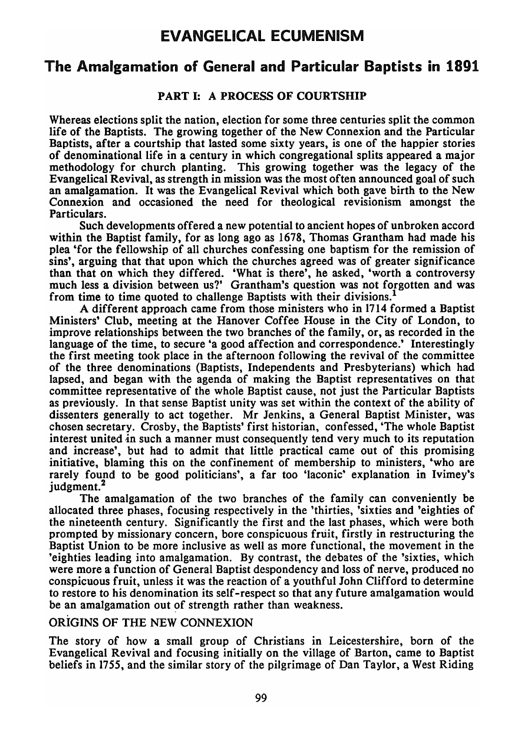# EVANGELICAL ECUMENISM

## The Amalgamation of General and Particular Baptists in 1891

### PART I: A PROCESS OF COURTSHIP

Whereas elections split the nation, election for some three centuries split the common life of the Baptists. The growing together of the New Connexion and the Particular Baptists, after a courtship that lasted some sixty years, is one of the happier stories of denominational life in a century in which congregational splits appeared a major methodology for church planting. This growing together was the legacy of the Evangelical Revival, as strength in mission was the most often announced goal of such an amalgamation. It was the Evangelical Revival which both gave birth to the New Connexion and occasioned the need for theological revisionism amongst the Particulars.

Such developments offered a new potential to ancient hopes of unbroken accord within the Baptist family, for as long ago as 1678, Thomas Grantham had made his plea 'for the fellowship of all churches confessing one baptism for the remission of sins', arguing that that upon which the churches agreed was of greater significance than that on which they differed. 'What is there', he asked, 'worth a controversy much less a division between us?' Grantham's question was not forgotten and was from time to time quoted to challenge Baptists with their divisions.[1]

A different approach came from those ministers who in 1714 formed a Baptist Ministers' Club, meeting at the Hanover Coffee House in the City of London, to improve relationships between the two branches of the family, or, as recorded in the language of the time, to secure 'a good affection and correspondence.' Interestingly the first meeting took place in the afternoon following the revival of the committee of the three denominations (Baptists, Independents and Presbyterians) which had lapsed, and began with the agenda of making the Baptist representatives on that committee representative of the whole Baptist cause, not just the Particular Baptists as previously. In that sense Baptist unity was set within the context of the ability of dissenters generally to act together. Mr Jenkins, a General Baptist Minister, was chosen secretary. Crosby, the Baptists' first historian, confessed, 'The whole Baptist interest united in such a manner must consequently tend very much to its reputation and increase', but had to admit that little practical came out of this promising initiative, blaming this on the confinement of membership to ministers, 'who are rarely found to be good politicians', a far too 'laconic' explanation in Ivimey's judgment.[2]

The amalgamation of the two branches of the family can conveniently be allocated three phases, focusing respectively in the 'thirties, 'sixties and 'eighties of the nineteenth century. Significantly the first and the last phases, which were both prompted by missionary concern, bore conspicuous fruit, firstly in restructuring the Baptist Union to be more inclusive as well as more functional, the movement in the 'eighties leading into amalgamation. By contrast, the debates of the 'sixties, which were more a function of General Baptist despondency and loss of nerve, produced no conspicuous fruit, unless it was the reaction of a youthful John Clifford to determine to restore to his denomination its self-respect so that any future amalgamation would be an amalgamation out of strength rather than weakness.

### ORIGINS OF THE NEW CONNEXION

The story of how a small group of Christians in Leicestershire, born of the Evangelical Revival and focusing initially on the village of Barton, came to Baptist beliefs in 1755, and the similar story of the pilgrimage of Dan Taylor, a West Riding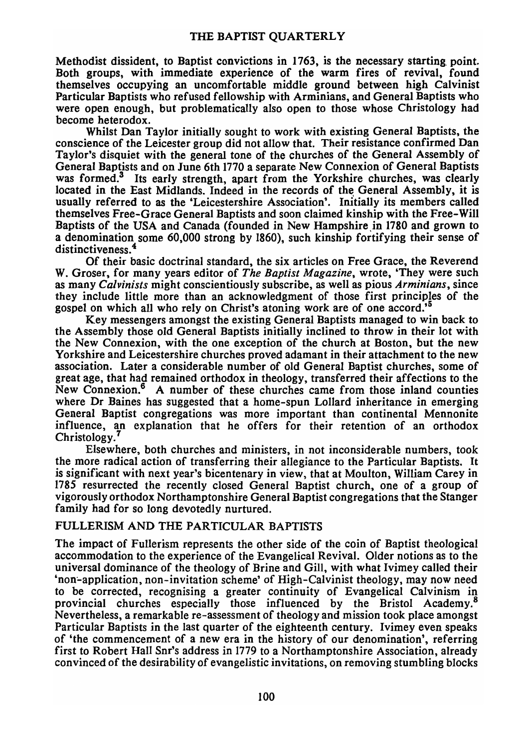Methodist dissident, to Baptist convictions in 1763, is the necessary starting point. Both groups, with immediate experience of the warm fires of revival, found themselves occupying an uncomfortable middle ground between high Calvinist Particular Baptists who refused fellowship with Arminians, and General Baptists who were open enough, but problematically also open to those whose Christology had become heterodox.

Whilst Dan Taylor initially sought to work with existing General Baptists, the conscience of the Leicester group did not allow that. Their resistance confirmed Dan Taylor's disquiet with the general tone of the churches of the General Assembly of General Baptists and on June 6th 1770 a separate New Connexion of General Baptists was formed.[3] Its early strength, apart from the Yorkshire churches, was clearly located in the East Midlands. Indeed in the records of the General Assembly, it is usually referred to as the 'Leicestershire Association'. Initially its members called themselves Free-Grace General Baptists and soon claimed kinship with the Free-Will Baptists of the USA and Canada (founded in New Hampshire in 1780 and grown to a denomination some 60,000 strong by 1860), such kinship fortifying their sense of distinctiveness.[4]

Of their basic doctrinal standard, the six articles on Free Grace, the Reverend W. Groser, for many years editor of *The Baptist Magazine*, wrote, 'They were such as many *Calvinists* might conscientiously subscribe, as well as pious *Arminians*, since they include little more than an acknowledgment of those first principles of the gospel on which all who rely on Christ's atoning work are of one accord.'[5]

Key messengers amongst the existing General Baptists managed to win back to the Assembly those old General Baptists initially inclined to throw in their lot with the New Connexion, with the one exception of the church at Boston, but the new Yorkshire and Leicestershire churches proved adamant in their attachment to the new association. Later a considerable number of old General Baptist churches, some of great age, that had remained orthodox in theology, transferred their affections to the New Connexion.[6] A number of these churches came from those inland counties where Dr Baines has suggested that a home-spun Lollard inheritance in emerging General Baptist congregations was more important than continental Mennonite influence, an explanation that he offers for their retention of an orthodox Christology.[7]

Elsewhere, both churches and ministers, in not inconsiderable numbers, took the more radical action of transferring their allegiance to the Particular Baptists. It is significant with next year's bicentenary in view, that at Moulton, William Carey in 1785 resurrected the recently closed General Baptist church, one of a group of vigorously orthodox Northamptonshire General Baptist congregations that the Stanger family had for so long devotedly nurtured.

## FULLERISM AND THE PARTICULAR BAPTISTS

The impact of Fullerism represents the other side of the coin of Baptist theological accommodation to the experience of the Evangelical Revival. Older notions as to the universal dominance of the theology of Brine and Gill, with what Ivimey called their 'non-application, non-invitation scheme' of High-Calvinist theology, may now need to be corrected, recognising a greater continuity of Evangelical Calvinism in provincial churches especially those influenced by the Bristol Academy.[8] Nevertheless, a remarkable re-assessment of theology and mission took place amongst Particular Baptists in the last quarter of the eighteenth century. Ivimey even speaks of 'the commencement of a new era in the history of our denomination', referring first to Robert Hall Snr's address in 1779 to a Northamptonshire Association, already convinced of the desirability of evangelistic invitations, on removing stumbling blocks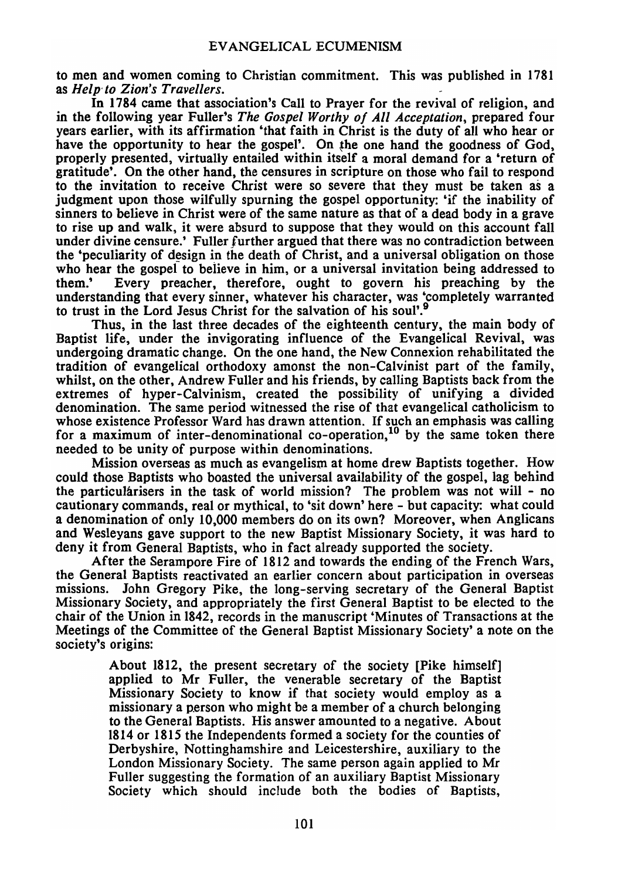to men and women coming to Christian commitment. This was published in 1781 as *Help to Zion's Travellers*.

In 1784 came that association's Call to Prayer for the revival of religion, and in the following year Fuller's *The Gospel Worthy of All Acceptation*, prepared four years earlier, with its affirmation 'that faith in Christ is the duty of all who hear or have the opportunity to hear the gospel'. On the one hand the goodness of God, properly presented, virtually entailed within itself a moral demand for a 'return of gratitude'. On the other hand, the censures in scripture on those who fail to respond to the invitation to receive Christ were so severe that they must be taken as a judgment upon those wilfully spurning the gospel opportunity: 'if the inability of sinners to believe in Christ were of the same nature as that of a dead body in a grave to rise up and walk, it were absurd to suppose that they would on this account fall under divine censure.' Fuller further argued that there was no contradiction between the 'peculiarity of design in the death of Christ, and a universal obligation on those who hear the gospel to believe in him, or a universal invitation being addressed to them.' Every preacher, therefore, ought to govern his preaching by the understanding that every sinner, whatever his character, was 'completely warranted to trust in the Lord Jesus Christ for the salvation of his soul'.[9]

Thus, in the last three decades of the eighteenth century, the main body of Baptist life, under the invigorating influence of the Evangelical Revival, was undergoing dramatic change. On the one hand, the New Connexion rehabilitated the tradition of evangelical orthodoxy amonst the non-Calvinist part of the family, whilst, on the other, Andrew Fuller and his friends, by calling Baptists back from the extremes of hyper-Calvinism, created the possibility of unifying a divided denomination. The same period witnessed the rise of that evangelical catholicism to whose existence Professor Ward has drawn attention. If such an emphasis was calling for a maximum of inter-denominational co-operation,[10] by the same token there needed to be unity of purpose within denominations.

Mission overseas as much as evangelism at home drew Baptists together. How could those Baptists who boasted the universal availability of the gospel, lag behind the particularisers in the task of world mission? The problem was not will - no cautionary commands, real or mythical, to 'sit down' here - but capacity: what could a denomination of only 10,000 members do on its own? Moreover, when Anglicans and Wesleyans gave support to the new Baptist Missionary Society, it was hard to deny it from General Baptists, who in fact already supported the society.

After the Serampore Fire of 1812 and towards the ending of the French Wars, the General Baptists reactivated an earlier concern about participation in overseas missions. John Gregory Pike, the long-serving secretary of the General Baptist Missionary Society, and appropriately the first General Baptist to be elected to the chair of the Union in 1842, records in the manuscript 'Minutes of Transactions at the Meetings of the Committee of the General Baptist Missionary Society' a note on the society's origins:

> About 1812, the present secretary of the society [Pike himself] applied to Mr Fuller, the venerable secretary of the Baptist Missionary Society to know if that society would employ as a missionary a person who might be a member of a church belonging to the General Baptists. His answer amounted to a negative. About 1814 or 1815 the Independents formed a society for the counties of Derbyshire, Nottinghamshire and Leicestershire, auxiliary to the London Missionary Society. The same person again applied to Mr Fuller suggesting the formation of an auxiliary Baptist Missionary Society which should include both the bodies of Baptists,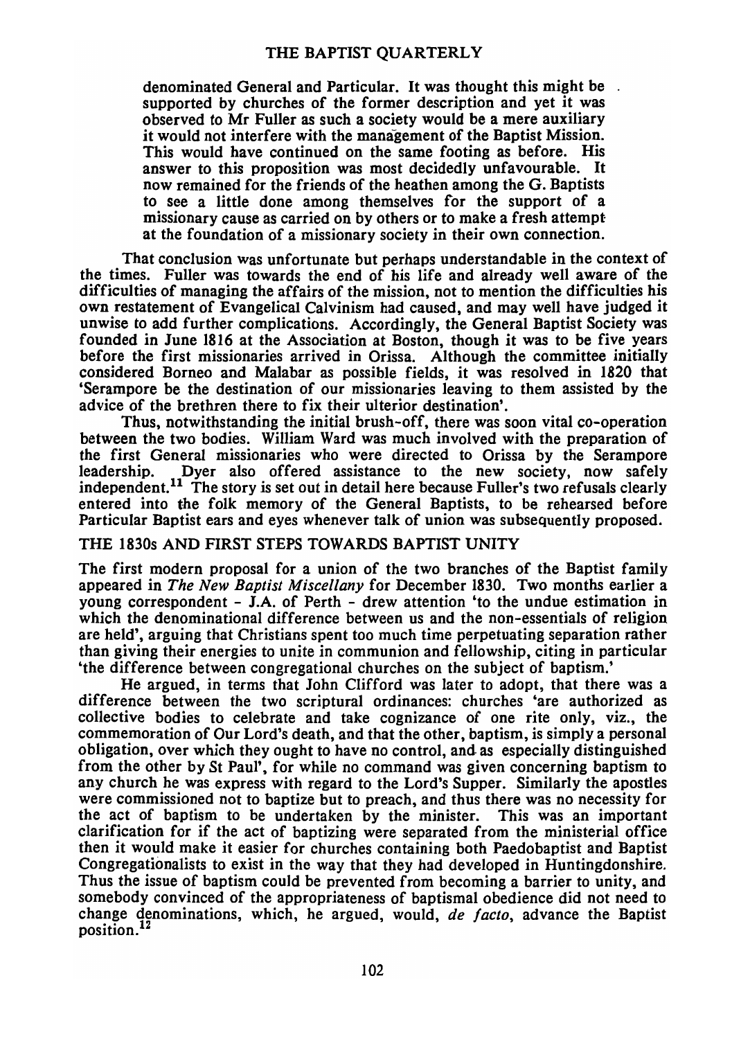denominated General and Particular. It was thought this might be supported by churches of the former description and yet it was observed to Mr Fuller as such a society would be a mere auxiliary it would not interfere with the management of the Baptist Mission. This would have continued on the same footing as before. His answer to this proposition was most decidedly unfavourable. It now remained for the friends of the heathen among the G. Baptists to see a little done among themselves for the support of a missionary cause as carried on by others or to make a fresh attempt at the foundation of a missionary society in their own connection.

That conclusion was unfortunate but perhaps understandable in the context of the times. Fuller was towards the end of his life and already well aware of the difficulties of managing the affairs of the mission, not to mention the difficulties his own restatement of Evangelical Calvinism had caused, and may well have judged it unwise to add further complications. Accordingly, the General Baptist Society was founded in June 1816 at the Association at Boston, though it was to be five years before the first missionaries arrived in Orissa. Although the committee initially considered Borneo and Malabar as possible fields, it was resolved in 1820 that 'Serampore be the destination of our missionaries leaving to them assisted by the advice of the brethren there to fix their ulterior destination'.

Thus, notwithstanding the initial brush-off, there was soon vital co-operation between the two bodies. William Ward was much involved with the preparation of the first General missionaries who were directed to Orissa by the Serampore leadership. Dyer also offered assistance to the new society, now safely independent.[11] The story is set out in detail here because Fuller's two refusals clearly entered into the folk memory of the General Baptists, to be rehearsed before Particular Baptist ears and eyes whenever talk of union was subsequently proposed.

## THE 1830s AND FIRST STEPS TOWARDS BAPTIST UNITY

The first modern proposal for a union of the two branches of the Baptist family appeared in *The New Baptist Miscellany* for December 1830. Two months earlier a young correspondent - J.A. of Perth - drew attention 'to the undue estimation in which the denominational difference between us and the non-essentials of religion are held', arguing that Christians spent too much time perpetuating separation rather than giving their energies to unite in communion and fellowship, citing in particular 'the difference between congregational churches on the subject of baptism.'

He argued, in terms that John Clifford was later to adopt, that there was a difference between the two scriptural ordinances: churches 'are authorized as collective bodies to celebrate and take cognizance of one rite only, viz., the commemoration of Our Lord's death, and that the other, baptism, is simply a personal obligation, over which they ought to have no control, and as especially distinguished from the other by St Paul', for while no command was given concerning baptism to any church he was express with regard to the Lord's Supper. Similarly the apostles were commissioned not to baptize but to preach, and thus there was no necessity for the act of baptism to be undertaken by the minister. This was an important clarification for if the act of baptizing were separated from the ministerial office then it would make it easier for churches containing both Paedobaptist and Baptist Congregationalists to exist in the way that they had developed in Huntingdonshire. Thus the issue of baptism could be prevented from becoming a barrier to unity, and somebody convinced of the appropriateness of baptismal obedience did not need to change denominations, which, he argued, would, *de facto*, advance the Baptist position.[12]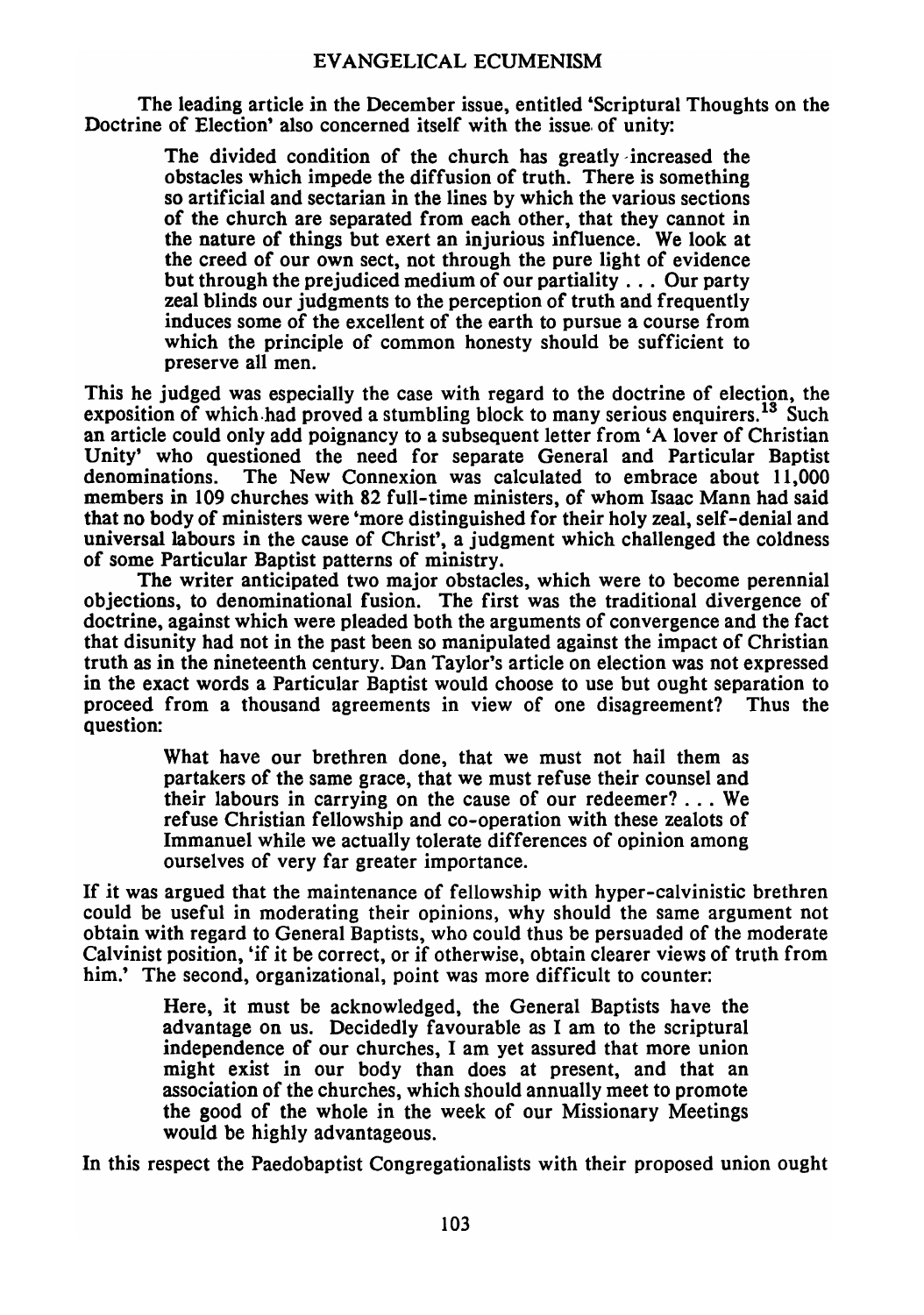The leading article in the December issue, entitled 'Scriptural Thoughts on the Doctrine of Election' also concerned itself with the issue of unity:

> The divided condition of the church has greatly increased the obstacles which impede the diffusion of truth. There is something so artificial and sectarian in the lines by which the various sections of the church are separated from each other, that they cannot in the nature of things but exert an injurious influence. We look at the creed of our own sect, not through the pure light of evidence but through the prejudiced medium of our partiality . . . Our party zeal blinds our judgments to the perception of truth and frequently induces some of the excellent of the earth to pursue a course from which the principle of common honesty should be sufficient to preserve all men.

This he judged was especially the case with regard to the doctrine of election, the exposition of which had proved a stumbling block to many serious enquirers.[13] Such an article could only add poignancy to a subsequent letter from 'A lover of Christian Unity' who questioned the need for separate General and Particular Baptist denominations. The New Connexion was calculated to embrace about 11,000 members in 109 churches with 82 full-time ministers, of whom Isaac Mann had said that no body of ministers were 'more distinguished for their holy zeal, self-denial and universal labours in the cause of Christ', a judgment which challenged the coldness of some Particular Baptist patterns of ministry.

The writer anticipated two major obstacles, which were to become perennial objections, to denominational fusion. The first was the traditional divergence of doctrine, against which were pleaded both the arguments of convergence and the fact that disunity had not in the past been so manipulated against the impact of Christian truth as in the nineteenth century. Dan Taylor's article on election was not expressed in the exact words a Particular Baptist would choose to use but ought separation to proceed from a thousand agreements in view of one disagreement? Thus the question:

> What have our brethren done, that we must not hail them as partakers of the same grace, that we must refuse their counsel and their labours in carrying on the cause of our redeemer? . . . We refuse Christian fellowship and co-operation with these zealots of Immanuel while we actually tolerate differences of opinion among ourselves of very far greater importance.

If it was argued that the maintenance of fellowship with hyper-calvinistic brethren could be useful in moderating their opinions, why should the same argument not obtain with regard to General Baptists, who could thus be persuaded of the moderate Calvinist position, 'if it be correct, or if otherwise, obtain clearer views of truth from him.' The second, organizational, point was more difficult to counter:

> Here, it must be acknowledged, the General Baptists have the advantage on us. Decidedly favourable as I am to the scriptural independence of our churches, I am yet assured that more union might exist in our body than does at present, and that an association of the churches, which should annually meet to promote the good of the whole in the week of our Missionary Meetings would be highly advantageous.

In this respect the Paedobaptist Congregationalists with their proposed union ought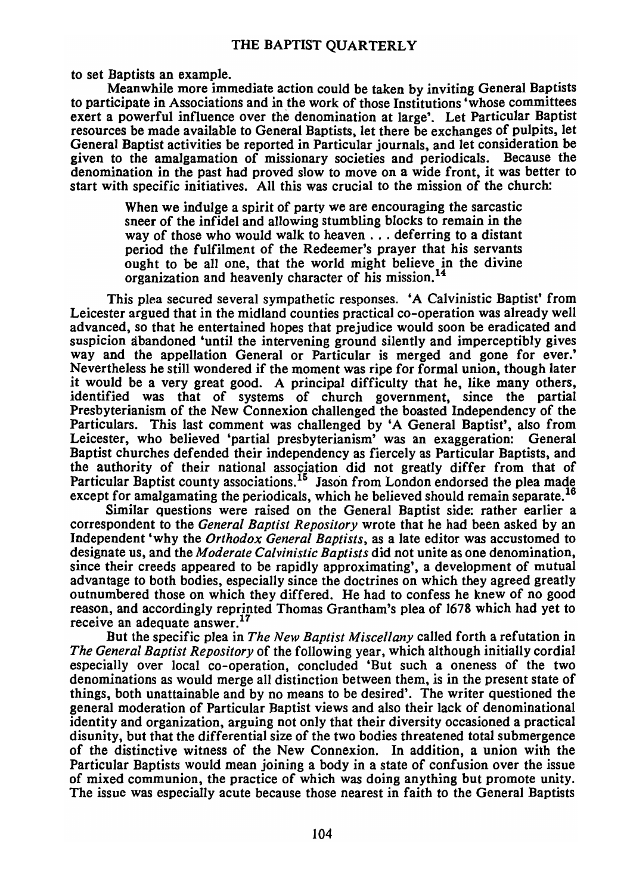to set Baptists an example.

Meanwhile more immediate action could be taken by inviting General Baptists to participate in Associations and in the work of those Institutions 'whose committees exert a powerful influence over the denomination at large'. Let Particular Baptist resources be made available to General Baptists, let there be exchanges of pulpits, let General Baptist activities be reported in Particular journals, and let consideration be given to the amalgamation of missionary societies and periodicals. Because the denomination in the past had proved slow to move on a wide front, it was better to start with specific initiatives. All this was crucial to the mission of the church:

> When we indulge a spirit of party we are encouraging the sarcastic sneer of the infidel and allowing stumbling blocks to remain in the way of those who would walk to heaven . . . deferring to a distant period the fulfilment of the Redeemer's prayer that his servants ought to be all one, that the world might believe in the divine organization and heavenly character of his mission.[14]

This plea secured several sympathetic responses. 'A Calvinistic Baptist' from Leicester argued that in the midland counties practical co-operation was already well advanced, so that he entertained hopes that prejudice would soon be eradicated and suspicion abandoned 'until the intervening ground silently and imperceptibly gives way and the appellation General or Particular is merged and gone for ever.' Nevertheless he still wondered if the moment was ripe for formal union, though later it would be a very great good. A principal difficulty that he, like many others, identified was that of systems of church government, since the partial Presbyterianism of the New Connexion challenged the boasted Independency of the Particulars. This last comment was challenged by 'A General Baptist', also from Leicester, who believed 'partial presbyterianism' was an exaggeration: General Baptist churches defended their independency as fiercely as Particular Baptists, and the authority of their national association did not greatly differ from that of Particular Baptist county associations.[15] Jason from London endorsed the plea made except for amalgamating the periodicals, which he believed should remain separate.[16]

Similar questions were raised on the General Baptist side: rather earlier a correspondent to the *General Baptist Repository* wrote that he had been asked by an Independent 'why the *Orthodox General Baptists*, as a late editor was accustomed to designate us, and the *Moderate Calvinistic Baptists* did not unite as one denomination, since their creeds appeared to be rapidly approximating', a development of mutual advantage to both bodies, especially since the doctrines on which they agreed greatly outnumbered those on which they differed. He had to confess he knew of no good reason, and accordingly reprinted Thomas Grantham's plea of 1678 which had yet to receive an adequate answer.[17]

But the specific plea in *The New Baptist Miscellany* called forth a refutation in *The General Baptist Repository* of the following year, which although initially cordial especially over local co-operation, concluded 'But such a oneness of the two denominations as would merge all distinction between them, is in the present state of things, both unattainable and by no means to be desired'. The writer questioned the general moderation of Particular Baptist views and also their lack of denominational identity and organization, arguing not only that their diversity occasioned a practical disunity, but that the differential size of the two bodies threatened total submergence of the distinctive witness of the New Connexion. In addition, a union with the Particular Baptists would mean joining a body in a state of confusion over the issue of mixed communion, the practice of which was doing anything but promote unity. The issue was especially acute because those nearest in faith to the General Baptists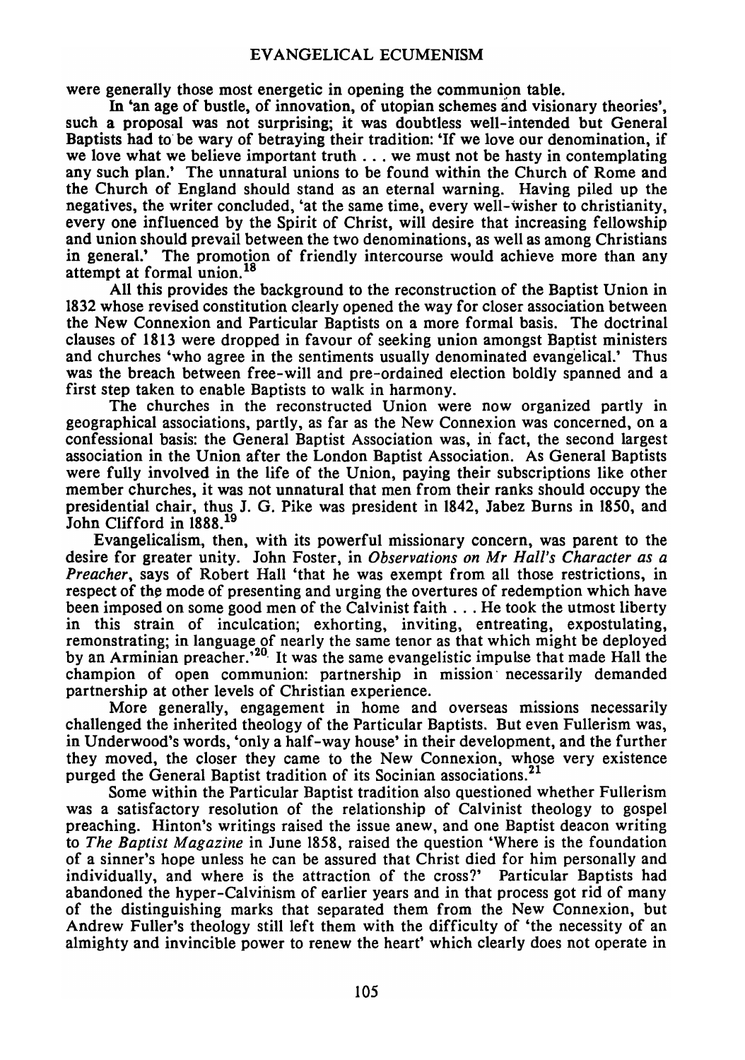were generally those most energetic in opening the communion table.

In 'an age of bustle, of innovation, of utopian schemes and visionary theories', such a proposal was not surprising; it was doubtless well-intended but General Baptists had to be wary of betraying their tradition: 'If we love our denomination, if we love what we believe important truth . . . we must not be hasty in contemplating any such plan.' The unnatural unions to be found within the Church of Rome and the Church of England should stand as an eternal warning. Having piled up the negatives, the writer concluded, 'at the same time, every well-wisher to christianity, every one influenced by the Spirit of Christ, will desire that increasing fellowship and union should prevail between the two denominations, as well as among Christians in general.' The promotion of friendly intercourse would achieve more than any attempt at formal union.[18]

All this provides the background to the reconstruction of the Baptist Union in 1832 whose revised constitution clearly opened the way for closer association between the New Connexion and Particular Baptists on a more formal basis. The doctrinal clauses of 1813 were dropped in favour of seeking union amongst Baptist ministers and churches 'who agree in the sentiments usually denominated evangelical.' Thus was the breach between free-will and pre-ordained election boldly spanned and a first step taken to enable Baptists to walk in harmony.

The churches in the reconstructed Union were now organized partly in geographical associations, partly, as far as the New Connexion was concerned, on a confessional basis: the General Baptist Association was, in fact, the second largest association in the Union after the London Baptist Association. As General Baptists were fully involved in the life of the Union, paying their subscriptions like other member churches, it was not unnatural that men from their ranks should occupy the presidential chair, thus J. G. Pike was president in 1842, Jabez Burns in 1850, and John Clifford in 1888.[19]

Evangelicalism, then, with its powerful missionary concern, was parent to the desire for greater unity. John Foster, in *Observations on Mr Hall's Character as a Preacher*, says of Robert Hall 'that he was exempt from all those restrictions, in respect of the mode of presenting and urging the overtures of redemption which have been imposed on some good men of the Calvinist faith . . . He took the utmost liberty in this strain of inculcation; exhorting, inviting, entreating, expostulating, remonstrating; in language of nearly the same tenor as that which might be deployed by an Arminian preacher.'[20] It was the same evangelistic impulse that made Hall the champion of open communion: partnership in mission necessarily demanded partnership at other levels of Christian experience.

More generally, engagement in home and overseas missions necessarily challenged the inherited theology of the Particular Baptists. But even Fullerism was, in Underwood's words, 'only a half-way house' in their development, and the further they moved, the closer they came to the New Connexion, whose very existence purged the General Baptist tradition of its Socinian associations.[21]

Some within the Particular Baptist tradition also questioned whether Fullerism was a satisfactory resolution of the relationship of Calvinist theology to gospel preaching. Hinton's writings raised the issue anew, and one Baptist deacon writing to *The Baptist Magazine* in June 1858, raised the question 'Where is the foundation of a sinner's hope unless he can be assured that Christ died for him personally and individually, and where is the attraction of the cross?' Particular Baptists had abandoned the hyper-Calvinism of earlier years and in that process got rid of many of the distinguishing marks that separated them from the New Connexion, but Andrew Fuller's theology still left them with the difficulty of 'the necessity of an almighty and invincible power to renew the heart' which clearly does not operate in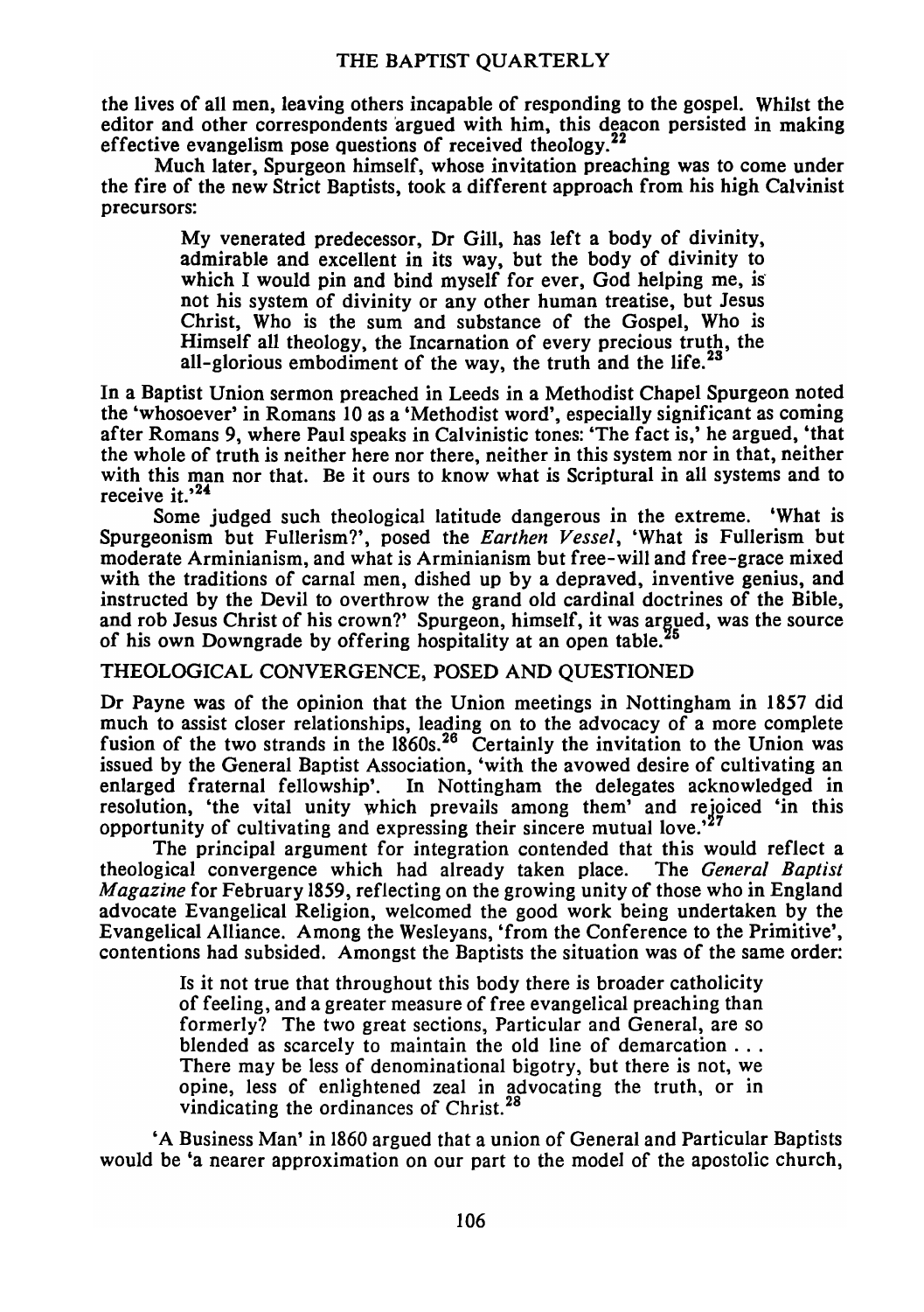the lives of all men, leaving others incapable of responding to the gospel. Whilst the editor and other correspondents argued with him, this deacon persisted in making effective evangelism pose questions of received theology.[22]

Much later, Spurgeon himself, whose invitation preaching was to come under the fire of the new Strict Baptists, took a different approach from his high Calvinist precursors:

> My venerated predecessor, Dr Gill, has left a body of divinity, admirable and excellent in its way, but the body of divinity to which I would pin and bind myself for ever, God helping me, is not his system of divinity or any other human treatise, but Jesus Christ, Who is the sum and substance of the Gospel, Who is Himself all theology, the Incarnation of every precious truth, the all-glorious embodiment of the way, the truth and the life.[23]

In a Baptist Union sermon preached in Leeds in a Methodist Chapel Spurgeon noted the 'whosoever' in Romans 10 as a 'Methodist word', especially significant as coming after Romans 9, where Paul speaks in Calvinistic tones: 'The fact is,' he argued, 'that the whole of truth is neither here nor there, neither in this system nor in that, neither with this man nor that. Be it ours to know what is Scriptural in all systems and to receive it.'[24]

Some judged such theological latitude dangerous in the extreme. 'What is Spurgeonism but Fullerism?', posed the *Earthen Vessel*, 'What is Fullerism but moderate Arminianism, and what is Arminianism but free-will and free-grace mixed with the traditions of carnal men, dished up by a depraved, inventive genius, and instructed by the Devil to overthrow the grand old cardinal doctrines of the Bible, and rob Jesus Christ of his crown?' Spurgeon, himself, it was argued, was the source of his own Downgrade by offering hospitality at an open table.[25]

## THEOLOGICAL CONVERGENCE, POSED AND QUESTIONED

Dr Payne was of the opinion that the Union meetings in Nottingham in 1857 did much to assist closer relationships, leading on to the advocacy of a more complete fusion of the two strands in the 1860s.[26] Certainly the invitation to the Union was issued by the General Baptist Association, 'with the avowed desire of cultivating an enlarged fraternal fellowship'. In Nottingham the delegates acknowledged in resolution, 'the vital unity which prevails among them' and rejoiced 'in this opportunity of cultivating and expressing their sincere mutual love.'[27]

The principal argument for integration contended that this would reflect a theological convergence which had already taken place. The *General Baptist Magazine* for February 1859, reflecting on the growing unity of those who in England advocate Evangelical Religion, welcomed the good work being undertaken by the Evangelical Alliance. Among the Wesleyans, 'from the Conference to the Primitive', contentions had subsided. Amongst the Baptists the situation was of the same order:

> Is it not true that throughout this body there is broader catholicity of feeling, and a greater measure of free evangelical preaching than formerly? The two great sections, Particular and General, are so blended as scarcely to maintain the old line of demarcation . . . There may be less of denominational bigotry, but there is not, we opine, less of enlightened zeal in advocating the truth, or in vindicating the ordinances of Christ.[28]

'A Business Man' in 1860 argued that a union of General and Particular Baptists would be 'a nearer approximation on our part to the model of the apostolic church,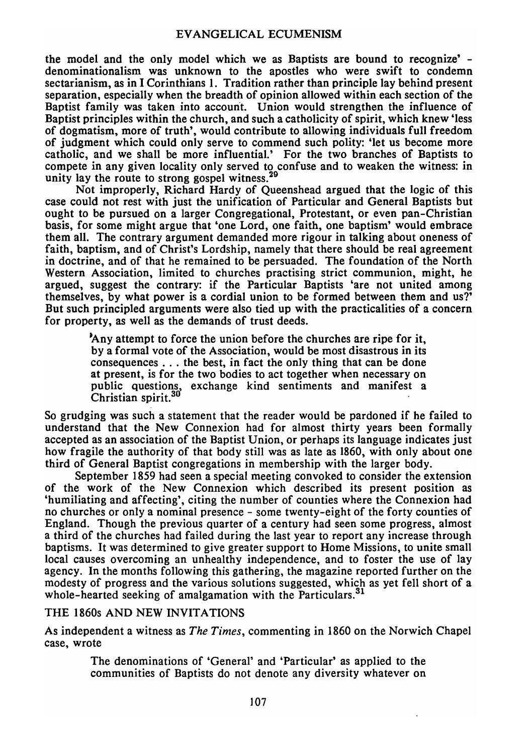the model and the only model which we as Baptists are bound to recognize' - denominationalism was unknown to the apostles who were swift to condemn sectarianism, as in I Corinthians 1. Tradition rather than principle lay behind present separation, especially when the breadth of opinion allowed within each section of the Baptist family was taken into account. Union would strengthen the influence of Baptist principles within the church, and such a catholicity of spirit, which knew 'less of dogmatism, more of truth', would contribute to allowing individuals full freedom of judgment which could only serve to commend such polity: 'let us become more catholic, and we shall be more influential.' For the two branches of Baptists to compete in any given locality only served to confuse and to weaken the witness: in unity lay the route to strong gospel witness.[29]

Not improperly, Richard Hardy of Queenshead argued that the logic of this case could not rest with just the unification of Particular and General Baptists but ought to be pursued on a larger Congregational, Protestant, or even pan-Christian basis, for some might argue that 'one Lord, one faith, one baptism' would embrace them all. The contrary argument demanded more rigour in talking about oneness of faith, baptism, and of Christ's Lordship, namely that there should be real agreement in doctrine, and of that he remained to be persuaded. The foundation of the North Western Association, limited to churches practising strict communion, might, he argued, suggest the contrary: if the Particular Baptists 'are not united among themselves, by what power is a cordial union to be formed between them and us?' But such principled arguments were also tied up with the practicalities of a concern for property, as well as the demands of trust deeds.

> 'Any attempt to force the union before the churches are ripe for it, by a formal vote of the Association, would be most disastrous in its consequences . . . the best, in fact the only thing that can be done at present, is for the two bodies to act together when necessary on public questions, exchange kind sentiments and manifest a Christian spirit.[30]

So grudging was such a statement that the reader would be pardoned if he failed to understand that the New Connexion had for almost thirty years been formally accepted as an association of the Baptist Union, or perhaps its language indicates just how fragile the authority of that body still was as late as 1860, with only about one third of General Baptist congregations in membership with the larger body.

September 1859 had seen a special meeting convoked to consider the extension of the work of the New Connexion which described its present position as 'humiliating and affecting', citing the number of counties where the Connexion had no churches or only a nominal presence - some twenty-eight of the forty counties of England. Though the previous quarter of a century had seen some progress, almost a third of the churches had failed during the last year to report any increase through baptisms. It was determined to give greater support to Home Missions, to unite small local causes overcoming an unhealthy independence, and to foster the use of lay agency. In the months following this gathering, the magazine reported further on the modesty of progress and the various solutions suggested, which as yet fell short of a whole-hearted seeking of amalgamation with the Particulars.[31]

## THE 1860s AND NEW INVITATIONS

As independent a witness as *The Times*, commenting in 1860 on the Norwich Chapel case, wrote

> The denominations of 'General' and 'Particular' as applied to the communities of Baptists do not denote any diversity whatever on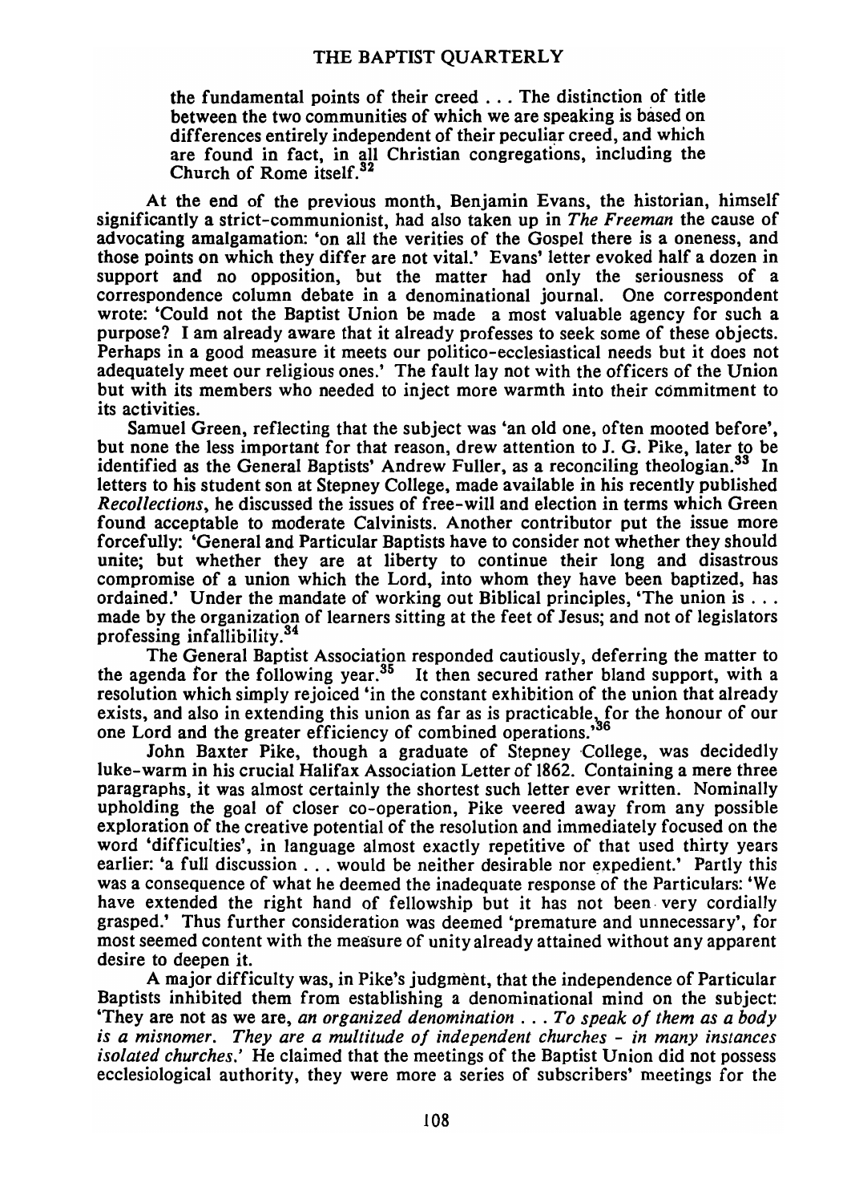> the fundamental points of their creed . . . The distinction of title between the two communities of which we are speaking is based on differences entirely independent of their peculiar creed, and which are found in fact, in all Christian congregations, including the Church of Rome itself.[32]

At the end of the previous month, Benjamin Evans, the historian, himself significantly a strict-communionist, had also taken up in *The Freeman* the cause of advocating amalgamation: 'on all the verities of the Gospel there is a oneness, and those points on which they differ are not vital.' Evans' letter evoked half a dozen in support and no opposition, but the matter had only the seriousness of a correspondence column debate in a denominational journal. One correspondent wrote: 'Could not the Baptist Union be made a most valuable agency for such a purpose? I am already aware that it already professes to seek some of these objects. Perhaps in a good measure it meets our politico-ecclesiastical needs but it does not adequately meet our religious ones.' The fault lay not with the officers of the Union but with its members who needed to inject more warmth into their commitment to its activities.

Samuel Green, reflecting that the subject was 'an old one, often mooted before', but none the less important for that reason, drew attention to J. G. Pike, later to be identified as the General Baptists' Andrew Fuller, as a reconciling theologian.[33] In letters to his student son at Stepney College, made available in his recently published *Recollections*, he discussed the issues of free-will and election in terms which Green found acceptable to moderate Calvinists. Another contributor put the issue more forcefully: 'General and Particular Baptists have to consider not whether they should unite; but whether they are at liberty to continue their long and disastrous compromise of a union which the Lord, into whom they have been baptized, has ordained.' Under the mandate of working out Biblical principles, 'The union is . . . made by the organization of learners sitting at the feet of Jesus; and not of legislators professing infallibility.[34]

The General Baptist Association responded cautiously, deferring the matter to the agenda for the following year.[35] It then secured rather bland support, with a resolution which simply rejoiced 'in the constant exhibition of the union that already exists, and also in extending this union as far as is practicable, for the honour of our one Lord and the greater efficiency of combined operations.'[36]

John Baxter Pike, though a graduate of Stepney College, was decidedly luke-warm in his crucial Halifax Association Letter of 1862. Containing a mere three paragraphs, it was almost certainly the shortest such letter ever written. Nominally upholding the goal of closer co-operation, Pike veered away from any possible exploration of the creative potential of the resolution and immediately focused on the word 'difficulties', in language almost exactly repetitive of that used thirty years earlier: 'a full discussion . . . would be neither desirable nor expedient.' Partly this was a consequence of what he deemed the inadequate response of the Particulars: 'We have extended the right hand of fellowship but it has not been very cordially grasped.' Thus further consideration was deemed 'premature and unnecessary', for most seemed content with the measure of unity already attained without any apparent desire to deepen it.

A major difficulty was, in Pike's judgment, that the independence of Particular Baptists inhibited them from establishing a denominational mind on the subject: 'They are not as we are, *an organized denomination . . . To speak of them as a body is a misnomer. They are a multitude of independent churches - in many instances isolated churches.*' He claimed that the meetings of the Baptist Union did not possess ecclesiological authority, they were more a series of subscribers' meetings for the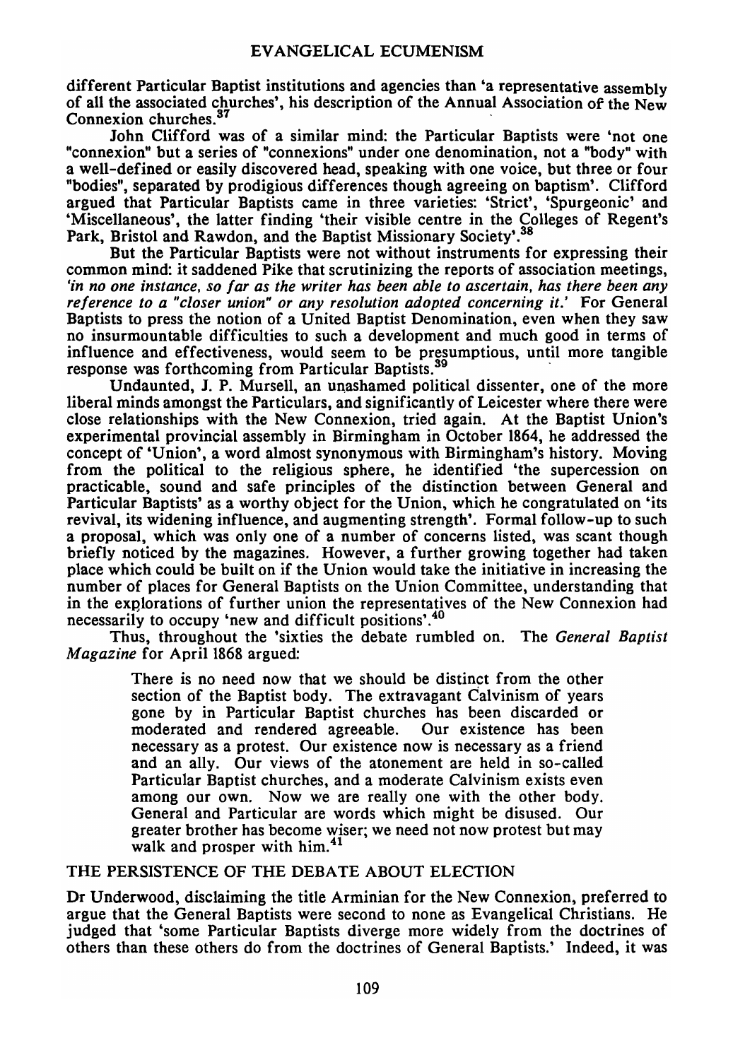different Particular Baptist institutions and agencies than 'a representative assembly of all the associated churches', his description of the Annual Association of the New Connexion churches.[37]

John Clifford was of a similar mind: the Particular Baptists were 'not one "connexion" but a series of "connexions" under one denomination, not a "body" with a well-defined or easily discovered head, speaking with one voice, but three or four "bodies", separated by prodigious differences though agreeing on baptism'. Clifford argued that Particular Baptists came in three varieties: 'Strict', 'Spurgeonic' and 'Miscellaneous', the latter finding 'their visible centre in the Colleges of Regent's Park, Bristol and Rawdon, and the Baptist Missionary Society'.[38]

But the Particular Baptists were not without instruments for expressing their common mind: it saddened Pike that scrutinizing the reports of association meetings, *'in no one instance, so far as the writer has been able to ascertain, has there been any reference to a "closer union" or any resolution adopted concerning it.'* For General Baptists to press the notion of a United Baptist Denomination, even when they saw no insurmountable difficulties to such a development and much good in terms of influence and effectiveness, would seem to be presumptious, until more tangible response was forthcoming from Particular Baptists.[39]

Undaunted, J. P. Mursell, an unashamed political dissenter, one of the more liberal minds amongst the Particulars, and significantly of Leicester where there were close relationships with the New Connexion, tried again. At the Baptist Union's experimental provincial assembly in Birmingham in October 1864, he addressed the concept of 'Union', a word almost synonymous with Birmingham's history. Moving from the political to the religious sphere, he identified 'the supercession on practicable, sound and safe principles of the distinction between General and Particular Baptists' as a worthy object for the Union, which he congratulated on 'its revival, its widening influence, and augmenting strength'. Formal follow-up to such a proposal, which was only one of a number of concerns listed, was scant though briefly noticed by the magazines. However, a further growing together had taken place which could be built on if the Union would take the initiative in increasing the number of places for General Baptists on the Union Committee, understanding that in the explorations of further union the representatives of the New Connexion had necessarily to occupy 'new and difficult positions'.[40]

Thus, throughout the 'sixties the debate rumbled on. The *General Baptist Magazine* for April 1868 argued:

> There is no need now that we should be distinct from the other section of the Baptist body. The extravagant Calvinism of years gone by in Particular Baptist churches has been discarded or moderated and rendered agreeable. Our existence has been necessary as a protest. Our existence now is necessary as a friend and an ally. Our views of the atonement are held in so-called Particular Baptist churches, and a moderate Calvinism exists even among our own. Now we are really one with the other body. General and Particular are words which might be disused. Our greater brother has become wiser; we need not now protest but may walk and prosper with him.[41]

## THE PERSISTENCE OF THE DEBATE ABOUT ELECTION

Dr Underwood, disclaiming the title Arminian for the New Connexion, preferred to argue that the General Baptists were second to none as Evangelical Christians. He judged that 'some Particular Baptists diverge more widely from the doctrines of others than these others do from the doctrines of General Baptists.' Indeed, it was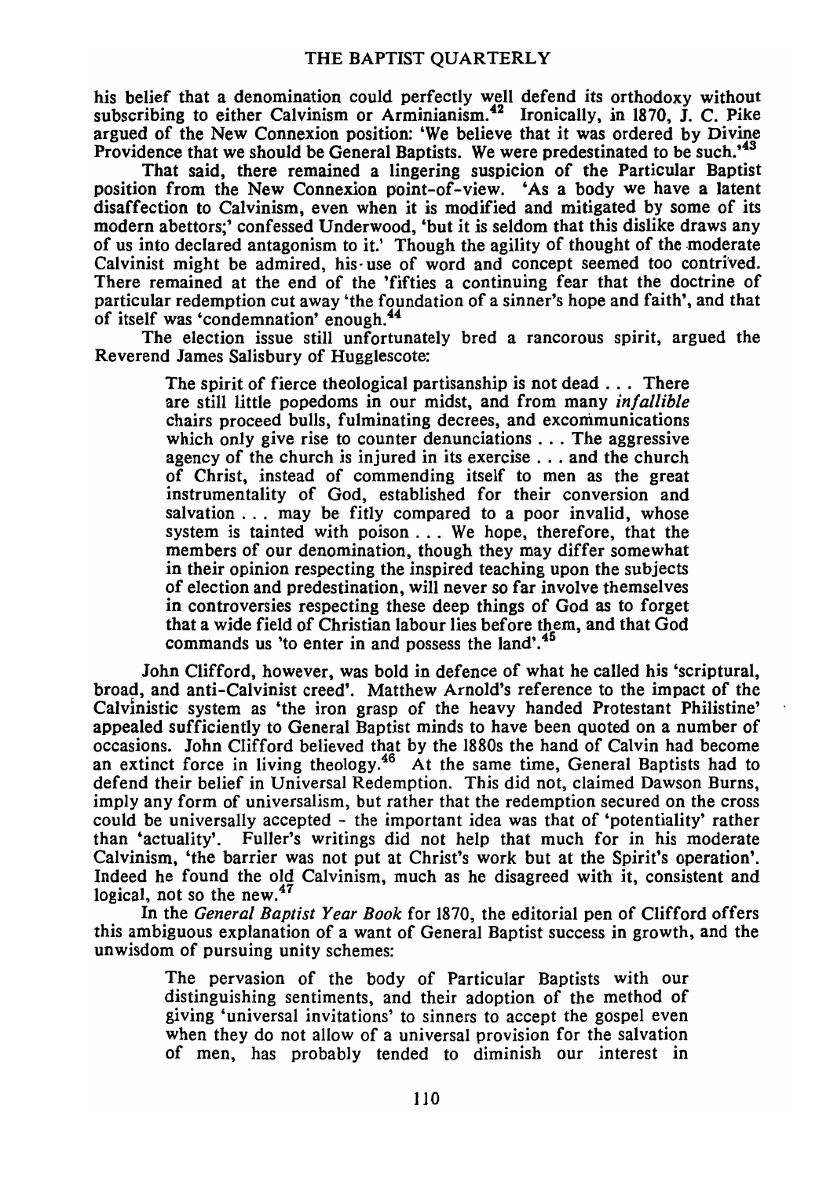his belief that a denomination could perfectly well defend its orthodoxy without subscribing to either Calvinism or Arminianism.[42] Ironically, in 1870, J. C. Pike argued of the New Connexion position: 'We believe that it was ordered by Divine Providence that we should be General Baptists. We were predestinated to be such.'[43]

That said, there remained a lingering suspicion of the Particular Baptist position from the New Connexion point-of-view. 'As a body we have a latent disaffection to Calvinism, even when it is modified and mitigated by some of its modern abettors;' confessed Underwood, 'but it is seldom that this dislike draws any of us into declared antagonism to it.' Though the agility of thought of the moderate Calvinist might be admired, his use of word and concept seemed too contrived. There remained at the end of the 'fifties a continuing fear that the doctrine of particular redemption cut away 'the foundation of a sinner's hope and faith', and that of itself was 'condemnation' enough.[44]

The election issue still unfortunately bred a rancorous spirit, argued the Reverend James Salisbury of Hugglescote:

> The spirit of fierce theological partisanship is not dead . . . There are still little popedoms in our midst, and from many *infallible* chairs proceed bulls, fulminating decrees, and excommunications which only give rise to counter denunciations . . . The aggressive agency of the church is injured in its exercise . . . and the church of Christ, instead of commending itself to men as the great instrumentality of God, established for their conversion and salvation . . . may be fitly compared to a poor invalid, whose system is tainted with poison . . . We hope, therefore, that the members of our denomination, though they may differ somewhat in their opinion respecting the inspired teaching upon the subjects of election and predestination, will never so far involve themselves in controversies respecting these deep things of God as to forget that a wide field of Christian labour lies before them, and that God commands us 'to enter in and possess the land'.[45]

John Clifford, however, was bold in defence of what he called his 'scriptural, broad, and anti-Calvinist creed'. Matthew Arnold's reference to the impact of the Calvinistic system as 'the iron grasp of the heavy handed Protestant Philistine' appealed sufficiently to General Baptist minds to have been quoted on a number of occasions. John Clifford believed that by the 1880s the hand of Calvin had become an extinct force in living theology.[46] At the same time, General Baptists had to defend their belief in Universal Redemption. This did not, claimed Dawson Burns, imply any form of universalism, but rather that the redemption secured on the cross could be universally accepted - the important idea was that of 'potentiality' rather than 'actuality'. Fuller's writings did not help that much for in his moderate Calvinism, 'the barrier was not put at Christ's work but at the Spirit's operation'. Indeed he found the old Calvinism, much as he disagreed with it, consistent and logical, not so the new.[47]

In the *General Baptist Year Book* for 1870, the editorial pen of Clifford offers this ambiguous explanation of a want of General Baptist success in growth, and the unwisdom of pursuing unity schemes:

> The pervasion of the body of Particular Baptists with our distinguishing sentiments, and their adoption of the method of giving 'universal invitations' to sinners to accept the gospel even when they do not allow of a universal provision for the salvation of men, has probably tended to diminish our interest in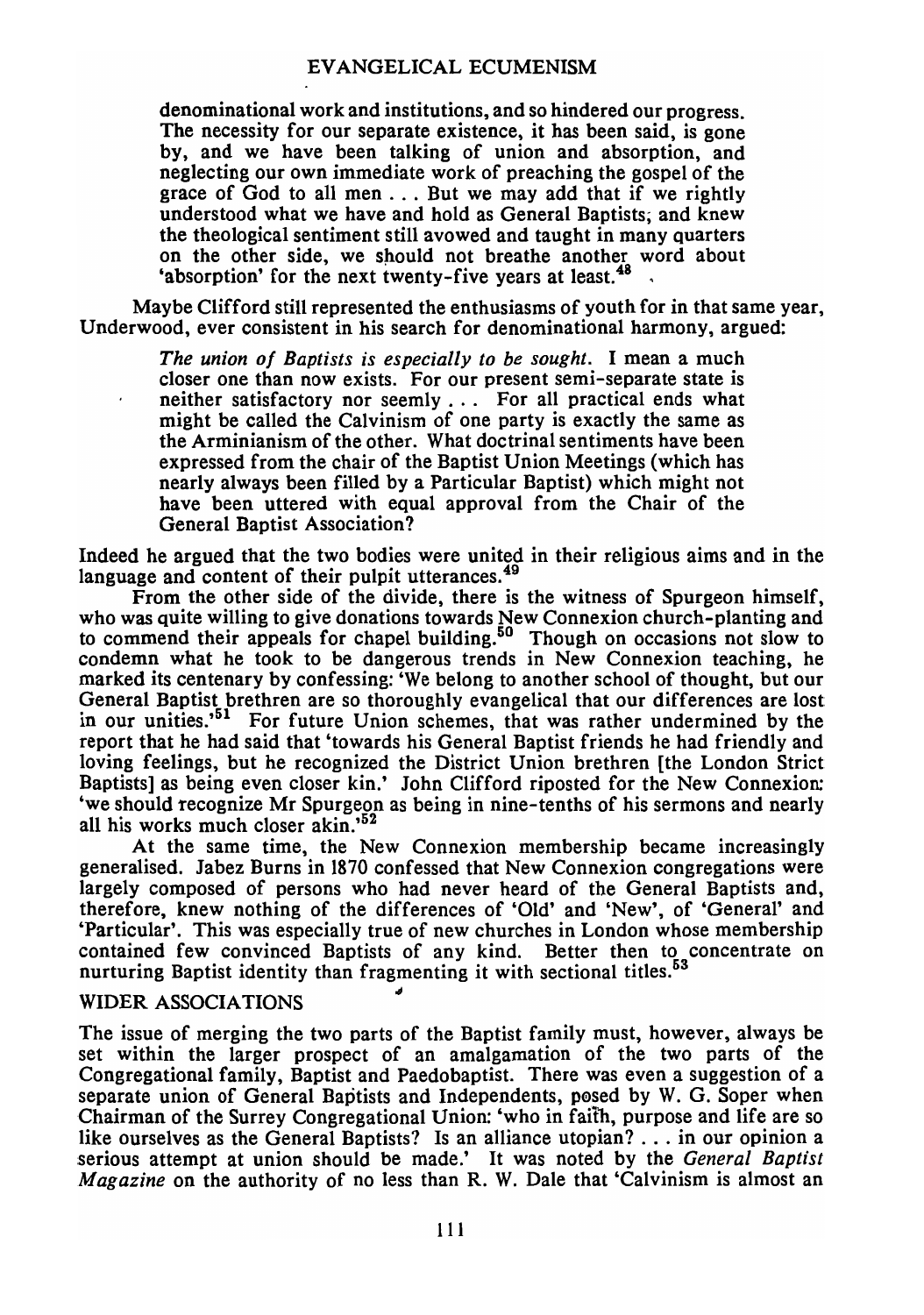> denominational work and institutions, and so hindered our progress. The necessity for our separate existence, it has been said, is gone by, and we have been talking of union and absorption, and neglecting our own immediate work of preaching the gospel of the grace of God to all men . . . But we may add that if we rightly understood what we have and hold as General Baptists, and knew the theological sentiment still avowed and taught in many quarters on the other side, we should not breathe another word about 'absorption' for the next twenty-five years at least.[48]

Maybe Clifford still represented the enthusiasms of youth for in that same year, Underwood, ever consistent in his search for denominational harmony, argued:

> *The union of Baptists is especially to be sought.* I mean a much closer one than now exists. For our present semi-separate state is neither satisfactory nor seemly . . . For all practical ends what might be called the Calvinism of one party is exactly the same as the Arminianism of the other. What doctrinal sentiments have been expressed from the chair of the Baptist Union Meetings (which has nearly always been filled by a Particular Baptist) which might not have been uttered with equal approval from the Chair of the General Baptist Association?

Indeed he argued that the two bodies were united in their religious aims and in the language and content of their pulpit utterances.[49]

From the other side of the divide, there is the witness of Spurgeon himself, who was quite willing to give donations towards New Connexion church-planting and to commend their appeals for chapel building.[50] Though on occasions not slow to condemn what he took to be dangerous trends in New Connexion teaching, he marked its centenary by confessing: 'We belong to another school of thought, but our General Baptist brethren are so thoroughly evangelical that our differences are lost in our unities.'[51] For future Union schemes, that was rather undermined by the report that he had said that 'towards his General Baptist friends he had friendly and loving feelings, but he recognized the District Union brethren [the London Strict Baptists] as being even closer kin.' John Clifford riposted for the New Connexion: 'we should recognize Mr Spurgeon as being in nine-tenths of his sermons and nearly all his works much closer akin.'[52]

At the same time, the New Connexion membership became increasingly generalised. Jabez Burns in 1870 confessed that New Connexion congregations were largely composed of persons who had never heard of the General Baptists and, therefore, knew nothing of the differences of 'Old' and 'New', of 'General' and 'Particular'. This was especially true of new churches in London whose membership contained few convinced Baptists of any kind. Better then to concentrate on nurturing Baptist identity than fragmenting it with sectional titles.[53]

## WIDER ASSOCIATIONS

The issue of merging the two parts of the Baptist family must, however, always be set within the larger prospect of an amalgamation of the two parts of the Congregational family, Baptist and Paedobaptist. There was even a suggestion of a separate union of General Baptists and Independents, posed by W. G. Soper when Chairman of the Surrey Congregational Union: 'who in faith, purpose and life are so like ourselves as the General Baptists? Is an alliance utopian? . . . in our opinion a serious attempt at union should be made.' It was noted by the *General Baptist Magazine* on the authority of no less than R. W. Dale that 'Calvinism is almost an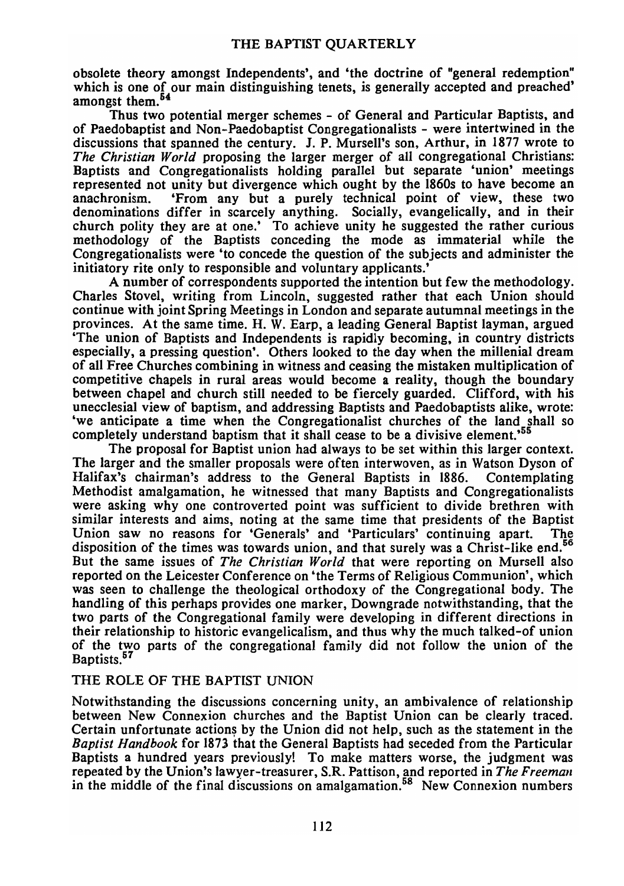obsolete theory amongst Independents', and 'the doctrine of "general redemption" which is one of our main distinguishing tenets, is generally accepted and preached' amongst them.[54]

Thus two potential merger schemes - of General and Particular Baptists, and of Paedobaptist and Non-Paedobaptist Congregationalists - were intertwined in the discussions that spanned the century. J. P. Mursell's son, Arthur, in 1877 wrote to *The Christian World* proposing the larger merger of all congregational Christians: Baptists and Congregationalists holding parallel but separate 'union' meetings represented not unity but divergence which ought by the 1860s to have become an anachronism. 'From any but a purely technical point of view, these two denominations differ in scarcely anything. Socially, evangelically, and in their church polity they are at one.' To achieve unity he suggested the rather curious methodology of the Baptists conceding the mode as immaterial while the Congregationalists were 'to concede the question of the subjects and administer the initiatory rite only to responsible and voluntary applicants.'

A number of correspondents supported the intention but few the methodology. Charles Stovel, writing from Lincoln, suggested rather that each Union should continue with joint Spring Meetings in London and separate autumnal meetings in the provinces. At the same time. H. W. Earp, a leading General Baptist layman, argued 'The union of Baptists and Independents is rapidly becoming, in country districts especially, a pressing question'. Others looked to the day when the millenial dream of all Free Churches combining in witness and ceasing the mistaken multiplication of competitive chapels in rural areas would become a reality, though the boundary between chapel and church still needed to be fiercely guarded. Clifford, with his unecclesial view of baptism, and addressing Baptists and Paedobaptists alike, wrote: 'we anticipate a time when the Congregationalist churches of the land shall so completely understand baptism that it shall cease to be a divisive element.'[55]

The proposal for Baptist union had always to be set within this larger context. The larger and the smaller proposals were often interwoven, as in Watson Dyson of Halifax's chairman's address to the General Baptists in 1886. Contemplating Methodist amalgamation, he witnessed that many Baptists and Congregationalists were asking why one controverted point was sufficient to divide brethren with similar interests and aims, noting at the same time that presidents of the Baptist Union saw no reasons for 'Generals' and 'Particulars' continuing apart. The disposition of the times was towards union, and that surely was a Christ-like end.[56] But the same issues of *The Christian World* that were reporting on Mursell also reported on the Leicester Conference on 'the Terms of Religious Communion', which was seen to challenge the theological orthodoxy of the Congregational body. The handling of this perhaps provides one marker, Downgrade notwithstanding, that the two parts of the Congregational family were developing in different directions in their relationship to historic evangelicalism, and thus why the much talked-of union of the two parts of the congregational family did not follow the union of the Baptists.[57]

## THE ROLE OF THE BAPTIST UNION

Notwithstanding the discussions concerning unity, an ambivalence of relationship between New Connexion churches and the Baptist Union can be clearly traced. Certain unfortunate actions by the Union did not help, such as the statement in the *Baptist Handbook* for 1873 that the General Baptists had seceded from the Particular Baptists a hundred years previously! To make matters worse, the judgment was repeated by the Union's lawyer-treasurer, S.R. Pattison, and reported in *The Freeman* in the middle of the final discussions on amalgamation.[58] New Connexion numbers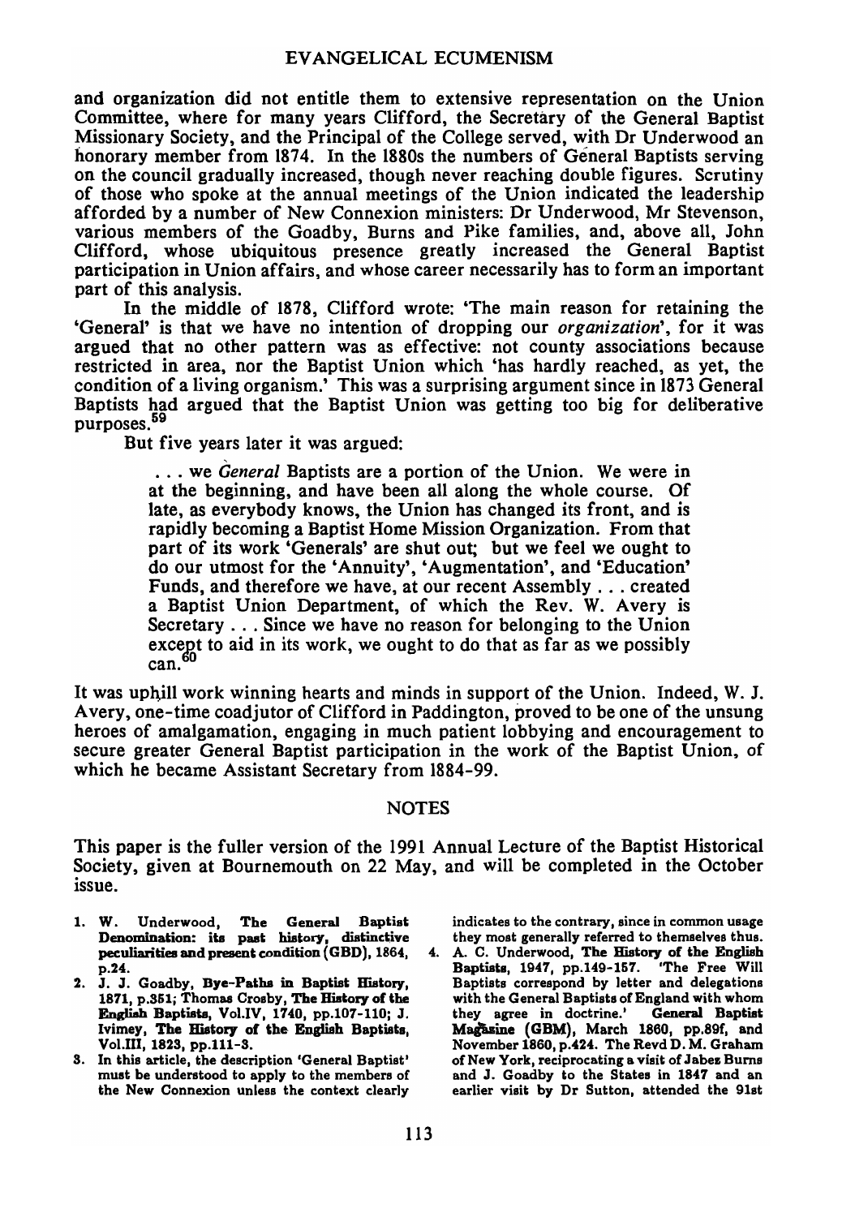and organization did not entitle them to extensive representation on the Union Committee, where for many years Clifford, the Secretary of the General Baptist Missionary Society, and the Principal of the College served, with Dr Underwood an honorary member from 1874. In the 1880s the numbers of General Baptists serving on the council gradually increased, though never reaching double figures. Scrutiny of those who spoke at the annual meetings of the Union indicated the leadership afforded by a number of New Connexion ministers: Dr Underwood, Mr Stevenson, various members of the Goadby, Burns and Pike families, and, above all, John Clifford, whose ubiquitous presence greatly increased the General Baptist participation in Union affairs, and whose career necessarily has to form an important part of this analysis.

In the middle of 1878, Clifford wrote: 'The main reason for retaining the 'General' is that we have no intention of dropping our *organization*', for it was argued that no other pattern was as effective: not county associations because restricted in area, nor the Baptist Union which 'has hardly reached, as yet, the condition of a living organism.' This was a surprising argument since in 1873 General Baptists had argued that the Baptist Union was getting too big for deliberative purposes.[59]

But five years later it was argued:

> . . . we *General* Baptists are a portion of the Union. We were in at the beginning, and have been all along the whole course. Of late, as everybody knows, the Union has changed its front, and is rapidly becoming a Baptist Home Mission Organization. From that part of its work 'Generals' are shut out; but we feel we ought to do our utmost for the 'Annuity', 'Augmentation', and 'Education' Funds, and therefore we have, at our recent Assembly . . . created a Baptist Union Department, of which the Rev. W. Avery is Secretary . . . Since we have no reason for belonging to the Union except to aid in its work, we ought to do that as far as we possibly can.[60]

It was uphill work winning hearts and minds in support of the Union. Indeed, W. J. Avery, one-time coadjutor of Clifford in Paddington, proved to be one of the unsung heroes of amalgamation, engaging in much patient lobbying and encouragement to secure greater General Baptist participation in the work of the Baptist Union, of which he became Assistant Secretary from 1884-99.

## NOTES

This paper is the fuller version of the 1991 Annual Lecture of the Baptist Historical Society, given at Bournemouth on 22 May, and will be completed in the October issue.

1. W. Underwood, **The General Baptist Denomination: its past history, distinctive peculiarities and present condition (GBD)**, 1864, p.24.
2. J. J. Goadby, **Bye-Paths in Baptist History**, 1871, p.351; Thomas Crosby, **The History of the English Baptists**, Vol.IV, 1740, pp.107-110; J. Ivimey, **The History of the English Baptists**, Vol.III, 1823, pp.111-3.
3. In this article, the description 'General Baptist' must be understood to apply to the members of the New Connexion unless the context clearly indicates to the contrary, since in common usage they most generally referred to themselves thus.
4. A. C. Underwood, **The History of the English Baptists**, 1947, pp.149-157. 'The Free Will Baptists correspond by letter and delegations with the General Baptists of England with whom they agree in doctrine.' **General Baptist Magazine (GBM)**, March 1860, pp.89f, and November 1860, p.424. The Revd D. M. Graham of New York, reciprocating a visit of Jabez Burns and J. Goadby to the States in 1847 and an earlier visit by Dr Sutton, attended the 91st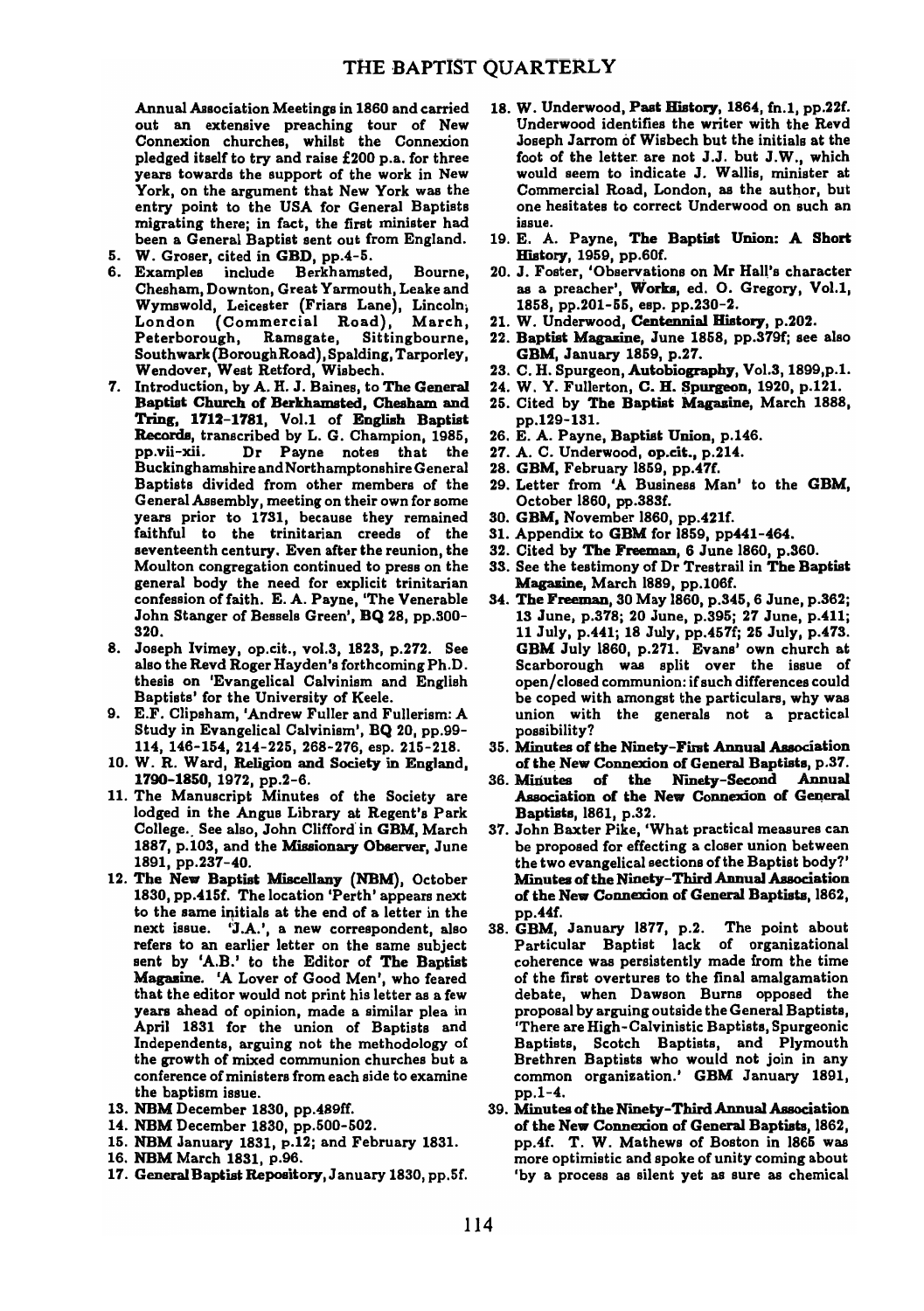Annual Association Meetings in 1860 and carried out an extensive preaching tour of New Connexion churches, whilst the Connexion pledged itself to try and raise £200 p.a. for three years towards the support of the work in New York, on the argument that New York was the entry point to the USA for General Baptists migrating there; in fact, the first minister had been a General Baptist sent out from England.

5. W. Groser, cited in GBD, pp.4-5.
6. Examples include Berkhamsted, Bourne, Chesham, Downton, Great Yarmouth, Leake and Wymswold, Leicester (Friars Lane), Lincoln, London (Commercial Road), March, Peterborough, Ramsgate, Sittingbourne, Southwark (Borough Road), Spalding, Tarporley, Wendover, West Retford, Wisbech.
7. Introduction, by A. H. J. Baines, to **The General Baptist Church of Berkhamsted, Chesham and Tring, 1712-1781**, Vol.1 of **English Baptist Records**, transcribed by L. G. Champion, 1985, pp.vii-xii. Dr Payne notes that the Buckinghamshire and Northamptonshire General Baptists divided from other members of the General Assembly, meeting on their own for some years prior to 1731, because they remained faithful to the trinitarian creeds of the seventeenth century. Even after the reunion, the Moulton congregation continued to press on the general body the need for explicit trinitarian confession of faith. E. A. Payne, 'The Venerable John Stanger of Bessels Green', BQ 28, pp.300-320.
8. Joseph Ivimey, op.cit., vol.3, 1823, p.272. See also the Revd Roger Hayden's forthcoming Ph.D. thesis on 'Evangelical Calvinism and English Baptists' for the University of Keele.
9. E.F. Clipsham, 'Andrew Fuller and Fullerism: A Study in Evangelical Calvinism', BQ 20, pp.99-114, 146-154, 214-225, 268-276, esp. 215-218.
10. W. R. Ward, **Religion and Society in England, 1790-1850**, 1972, pp.2-6.
11. The Manuscript Minutes of the Society are lodged in the Angus Library at Regent's Park College. See also, John Clifford in GBM, March 1887, p.103, and the **Missionary Observer**, June 1891, pp.237-40.
12. **The New Baptist Miscellany (NBM)**, October 1830, pp.415f. The location 'Perth' appears next to the same initials at the end of a letter in the next issue. 'J.A.', a new correspondent, also refers to an earlier letter on the same subject sent by 'A.B.' to the Editor of **The Baptist Magazine**. 'A Lover of Good Men', who feared that the editor would not print his letter as a few years ahead of opinion, made a similar plea in April 1831 for the union of Baptists and Independents, arguing not the methodology of the growth of mixed communion churches but a conference of ministers from each side to examine the baptism issue.
13. **NBM** December 1830, pp.489ff.
14. **NBM** December 1830, pp.500-502.
15. **NBM** January 1831, p.12; and February 1831.
16. **NBM** March 1831, p.96.
17. **General Baptist Repository**, January 1830, pp.5f.
18. W. Underwood, **Past History**, 1864, fn.1, pp.22f. Underwood identifies the writer with the Revd Joseph Jarrom of Wisbech but the initials at the foot of the letter are not J.J. but J.W., which would seem to indicate J. Wallis, minister at Commercial Road, London, as the author, but one hesitates to correct Underwood on such an issue.
19. E. A. Payne, **The Baptist Union: A Short History**, 1959, pp.60f.
20. J. Foster, 'Observations on Mr Hall's character as a preacher', **Works**, ed. O. Gregory, Vol.1, 1858, pp.201-55, esp. pp.230-2.
21. W. Underwood, **Centennial History**, p.202.
22. **Baptist Magazine**, June 1858, pp.379f; see also **GBM**, January 1859, p.27.
23. C. H. Spurgeon, **Autobiography**, Vol.3, 1899, p.1.
24. W. Y. Fullerton, **C. H. Spurgeon**, 1920, p.121.
25. Cited by **The Baptist Magazine**, March 1888, pp.129-131.
26. E. A. Payne, **Baptist Union**, p.146.
27. A. C. Underwood, **op.cit.**, p.214.
28. **GBM**, February 1859, p.47f.
29. Letter from 'A Business Man' to the **GBM**, October 1860, pp.383f.
30. **GBM**, November 1860, pp.421f.
31. Appendix to **GBM** for 1859, pp441-464.
32. Cited by **The Freeman**, 6 June 1860, p.360.
33. See the testimony of Dr Trestrail in **The Baptist Magazine**, March 1889, pp.106f.
34. **The Freeman**, 30 May 1860, p.345, 6 June, p.362; 13 June, p.378; 20 June, p.395; 27 June, p.411; 11 July, p.441; 18 July, pp.457f; 25 July, p.473. **GBM** July 1860, p.271. Evans' own church at Scarborough was split over the issue of open/closed communion: if such differences could be coped with amongst the particulars, why was union with the generals not a practical possibility?
35. **Minutes of the Ninety-First Annual Association of the New Connexion of General Baptists**, p.37.
36. **Minutes of the Ninety-Second Annual Association of the New Connexion of General Baptists**, 1861, p.32.
37. John Baxter Pike, 'What practical measures can be proposed for effecting a closer union between the two evangelical sections of the Baptist body?' **Minutes of the Ninety-Third Annual Association of the New Connexion of General Baptists**, 1862, pp.44f.
38. **GBM**, January 1877, p.2. The point about Particular Baptist lack of organizational coherence was persistently made from the time of the first overtures to the final amalgamation debate, when Dawson Burns opposed the proposal by arguing outside the General Baptists, 'There are High-Calvinistic Baptists, Spurgeonic Baptists, Scotch Baptists, and Plymouth Brethren Baptists who would not join in any common organization.' **GBM** January 1891, pp.1-4.
39. **Minutes of the Ninety-Third Annual Association of the New Connexion of General Baptists**, 1862, pp.4f. T. W. Mathews of Boston in 1865 was more optimistic and spoke of unity coming about 'by a process as silent yet as sure as chemical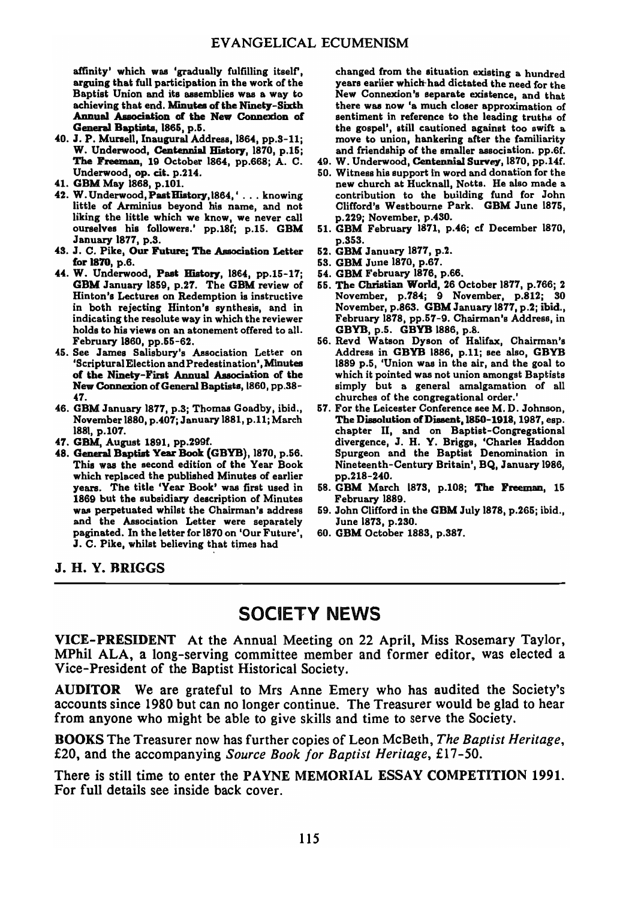affinity' which was 'gradually fulfilling itself', arguing that full participation in the work of the Baptist Union and its assemblies was a way to achieving that end. **Minutes of the Ninety-Sixth Annual Association of the New Connexion of General Baptists**, 1865, p.5.

40. J. P. Mursell, Inaugural Address, 1864, pp.3-11; W. Underwood, **Centennial History**, 1870, p.15; **The Freeman**, 19 October 1864, pp.668; A. C. Underwood, **op. cit.** p.214.
41. GBM May 1868, p.101.
42. W. Underwood, **Past History**, 1864, ' . . . knowing little of Arminius beyond his name, and not liking the little which we know, we never call ourselves his followers.' pp.18f; p.15. GBM January 1877, p.3.
43. J. C. Pike, **Our Future; The Association Letter for 1870**, p.6.
44. W. Underwood, **Past History**, 1864, pp.15-17; GBM January 1859, p.27. The GBM review of Hinton's Lectures on Redemption is instructive in both rejecting Hinton's synthesis, and in indicating the resolute way in which the reviewer holds to his views on an atonement offered to all. February 1860, pp.55-62.
45. See James Salisbury's Association Letter on 'Scriptural Election and Predestination', **Minutes of the Ninety-First Annual Association of the New Connexion of General Baptists**, 1860, pp.38-47.
46. GBM January 1877, p.3; Thomas Goadby, ibid., November 1880, p.407; January 1881, p.11; March 1881, p.107.
47. GBM, August 1891, pp.299f.
48. **General Baptist Year Book (GBYB)**, 1870, p.56. This was the second edition of the Year Book which replaced the published Minutes of earlier years. The title 'Year Book' was first used in 1869 but the subsidiary description of Minutes was perpetuated whilst the Chairman's address and the Association Letter were separately paginated. In the letter for 1870 on 'Our Future', J. C. Pike, whilst believing that times had changed from the situation existing a hundred years earlier which had dictated the need for the New Connexion's separate existence, and that there was now 'a much closer approximation of sentiment in reference to the leading truths of the gospel', still cautioned against too swift a move to union, hankering after the familiarity and friendship of the smaller association. pp.6f.
49. W. Underwood, **Centennial Survey**, 1870, pp.14f.
50. Witness his support in word and donation for the new church at Hucknall, Notts. He also made a contribution to the building fund for John Clifford's Westbourne Park. GBM June 1875, p.229; November, p.430.
51. GBM February 1871, p.46; cf December 1870, p.353.
52. GBM January 1877, p.2.
53. GBM June 1870, p.67.
54. GBM February 1876, p.66.
55. **The Christian World**, 26 October 1877, p.766; 2 November, p.784; 9 November, p.812; 30 November, p.863. GBM January 1877, p.2; ibid., February 1878, pp.57-9. Chairman's Address, in GBYB, p.5. GBYB 1886, p.8.
56. Revd Watson Dyson of Halifax, Chairman's Address in GBYB 1886, p.11; see also, GBYB 1889 p.5, 'Union was in the air, and the goal to which it pointed was not union amongst Baptists simply but a general amalgamation of all churches of the congregational order.'
57. For the Leicester Conference see M. D. Johnson, **The Dissolution of Dissent, 1850-1918**, 1987, esp. chapter II, and on Baptist-Congregational divergence, J. H. Y. Briggs, 'Charles Haddon Spurgeon and the Baptist Denomination in Nineteenth-Century Britain', BQ, January 1986, pp.218-240.
58. GBM March 1873, p.108; **The Freeman**, 15 February 1889.
59. John Clifford in the GBM July 1878, p.265; ibid., June 1873, p.230.
60. GBM October 1883, p.387.

J. H. Y. BRIGGS

## SOCIETY NEWS

**VICE-PRESIDENT** At the Annual Meeting on 22 April, Miss Rosemary Taylor, MPhil ALA, a long-serving committee member and former editor, was elected a Vice-President of the Baptist Historical Society.

**AUDITOR** We are grateful to Mrs Anne Emery who has audited the Society's accounts since 1980 but can no longer continue. The Treasurer would be glad to hear from anyone who might be able to give skills and time to serve the Society.

**BOOKS** The Treasurer now has further copies of Leon McBeth, *The Baptist Heritage*, £20, and the accompanying *Source Book for Baptist Heritage*, £17-50.

There is still time to enter the PAYNE MEMORIAL ESSAY COMPETITION 1991. For full details see inside back cover.